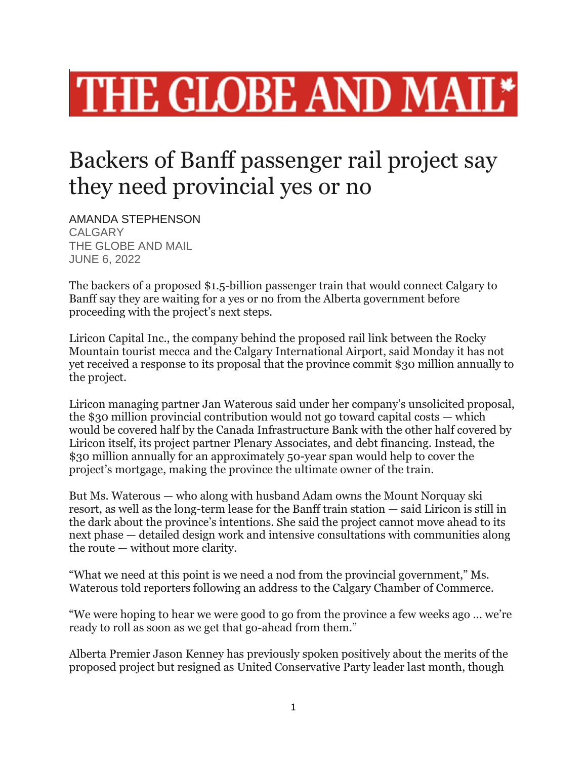# THE GLOBE AND MAIL

## Backers of Banff passenger rail project say they need provincial yes or no

AMANDA STEPHENSON
CALGARY
THE GLOBE AND MAIL
JUNE 6, 2022

The backers of a proposed $1.5-billion passenger train that would connect Calgary to Banff say they are waiting for a yes or no from the Alberta government before proceeding with the project's next steps.

Liricon Capital Inc., the company behind the proposed rail link between the Rocky Mountain tourist mecca and the Calgary International Airport, said Monday it has not yet received a response to its proposal that the province commit $30 million annually to the project.

Liricon managing partner Jan Waterous said under her company's unsolicited proposal, the $30 million provincial contribution would not go toward capital costs — which would be covered half by the Canada Infrastructure Bank with the other half covered by Liricon itself, its project partner Plenary Associates, and debt financing. Instead, the $30 million annually for an approximately 50-year span would help to cover the project's mortgage, making the province the ultimate owner of the train.

But Ms. Waterous — who along with husband Adam owns the Mount Norquay ski resort, as well as the long-term lease for the Banff train station — said Liricon is still in the dark about the province's intentions. She said the project cannot move ahead to its next phase — detailed design work and intensive consultations with communities along the route — without more clarity.

"What we need at this point is we need a nod from the provincial government," Ms. Waterous told reporters following an address to the Calgary Chamber of Commerce.

"We were hoping to hear we were good to go from the province a few weeks ago … we're ready to roll as soon as we get that go-ahead from them."

Alberta Premier Jason Kenney has previously spoken positively about the merits of the proposed project but resigned as United Conservative Party leader last month, though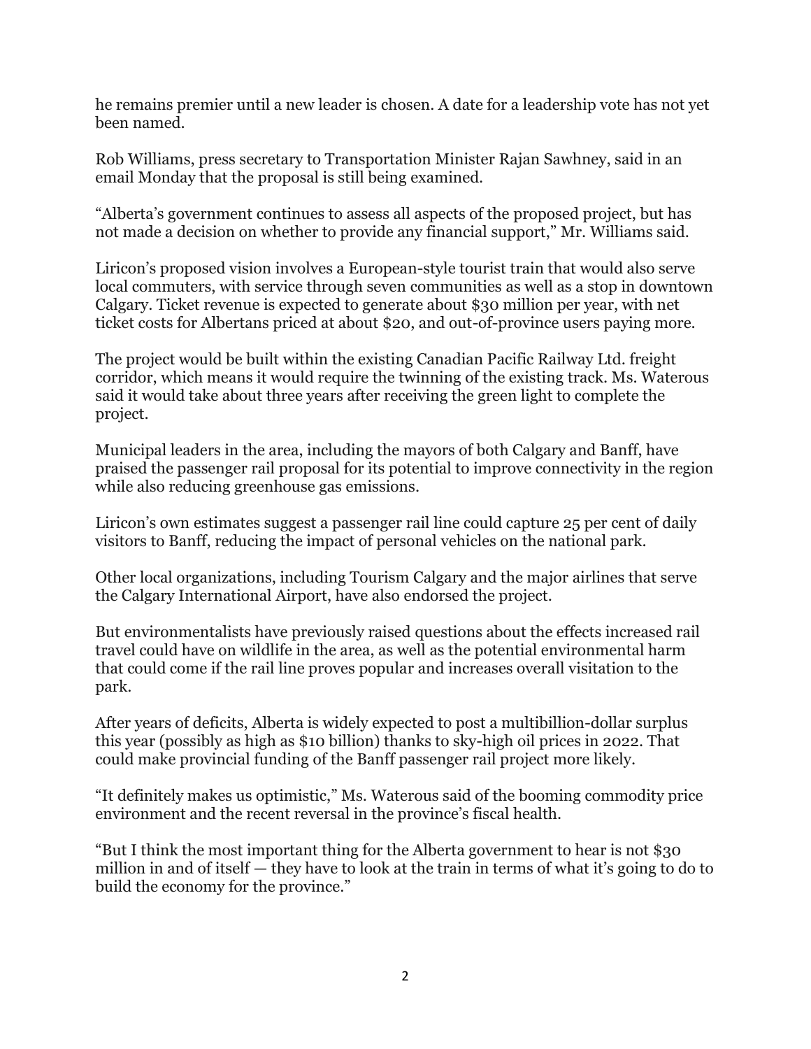he remains premier until a new leader is chosen. A date for a leadership vote has not yet been named.

Rob Williams, press secretary to Transportation Minister Rajan Sawhney, said in an email Monday that the proposal is still being examined.

“Alberta’s government continues to assess all aspects of the proposed project, but has not made a decision on whether to provide any financial support,” Mr. Williams said.

Liricon’s proposed vision involves a European-style tourist train that would also serve local commuters, with service through seven communities as well as a stop in downtown Calgary. Ticket revenue is expected to generate about $30 million per year, with net ticket costs for Albertans priced at about $20, and out-of-province users paying more.

The project would be built within the existing Canadian Pacific Railway Ltd. freight corridor, which means it would require the twinning of the existing track. Ms. Waterous said it would take about three years after receiving the green light to complete the project.

Municipal leaders in the area, including the mayors of both Calgary and Banff, have praised the passenger rail proposal for its potential to improve connectivity in the region while also reducing greenhouse gas emissions.

Liricon’s own estimates suggest a passenger rail line could capture 25 per cent of daily visitors to Banff, reducing the impact of personal vehicles on the national park.

Other local organizations, including Tourism Calgary and the major airlines that serve the Calgary International Airport, have also endorsed the project.

But environmentalists have previously raised questions about the effects increased rail travel could have on wildlife in the area, as well as the potential environmental harm that could come if the rail line proves popular and increases overall visitation to the park.

After years of deficits, Alberta is widely expected to post a multibillion-dollar surplus this year (possibly as high as $10 billion) thanks to sky-high oil prices in 2022. That could make provincial funding of the Banff passenger rail project more likely.

“It definitely makes us optimistic,” Ms. Waterous said of the booming commodity price environment and the recent reversal in the province’s fiscal health.

“But I think the most important thing for the Alberta government to hear is not $30 million in and of itself — they have to look at the train in terms of what it’s going to do to build the economy for the province.”